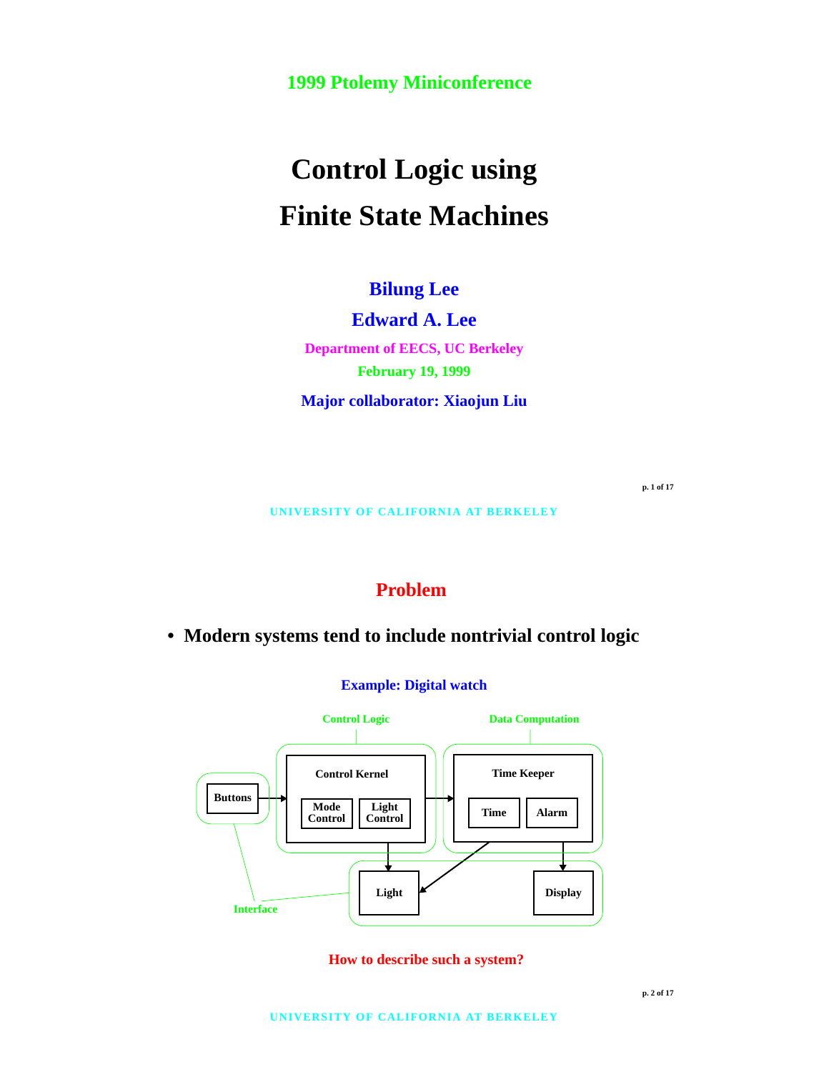1999 Ptolemy Miniconference

# Control Logic using Finite State Machines

**Bilung Lee**

**Edward A. Lee**

Department of EECS, UC Berkeley

February 19, 1999

Major collaborator: Xiaojun Liu

## Problem

- **Modern systems tend to include nontrivial control logic**

Example: Digital watch

Control Logic | Data Computation

Buttons → Control Kernel (Mode Control, Light Control) → Time Keeper (Time, Alarm)

Control Kernel → Light; Time Keeper → Light; Time Keeper → Display

Interface

How to describe such a system?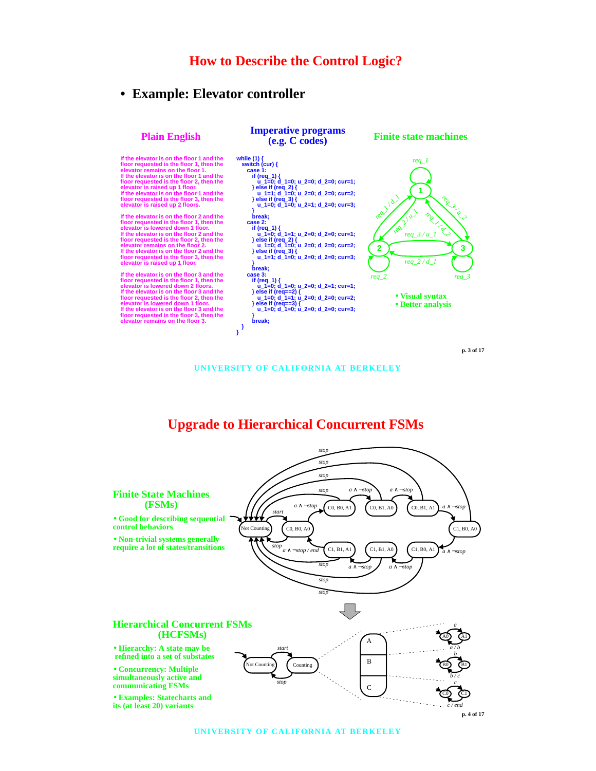# How to Describe the Control Logic?

- **Example: Elevator controller**

## Plain English

If the elevator is on the floor 1 and the floor requested is the floor 1, then the elevator remains on the floor 1.
If the elevator is on the floor 1 and the floor requested is the floor 2, then the elevator is raised up 1 floor.
If the elevator is on the floor 1 and the floor requested is the floor 3, then the elevator is raised up 2 floors.

If the elevator is on the floor 2 and the floor requested is the floor 1, then the elevator is lowered down 1 floor.
If the elevator is on the floor 2 and the floor requested is the floor 2, then the elevator remains on the floor 2.
If the elevator is on the floor 2 and the floor requested is the floor 3, then the elevator is raised up 1 floor.

If the elevator is on the floor 3 and the floor requested is the floor 1, then the elevator is lowered down 2 floors.
If the elevator is on the floor 3 and the floor requested is the floor 2, then the elevator is lowered down 1 floor.
If the elevator is on the floor 3 and the floor requested is the floor 3, then the elevator remains on the floor 3.

## Imperative programs (e.g. C codes)

```
while (1) {
  switch (cur) {
    case 1:
      if (req_1) {
        u_1=0; d_1=0; u_2=0; d_2=0; cur=1;
      } else if (req_2) {
        u_1=1; d_1=0; u_2=0; d_2=0; cur=2;
      } else if (req_3) {
        u_1=0; d_1=0; u_2=1; d_2=0; cur=3;
      }
      break;
    case 2:
      if (req_1) {
        u_1=0; d_1=1; u_2=0; d_2=0; cur=1;
      } else if (req_2) {
        u_1=0; d_1=0; u_2=0; d_2=0; cur=2;
      } else if (req_3) {
        u_1=1; d_1=0; u_2=0; d_2=0; cur=3;
      }
      break;
    case 3:
      if (req_1) {
        u_1=0; d_1=0; u_2=0; d_2=1; cur=1;
      } else if (req==2) {
        u_1=0; d_1=1; u_2=0; d_2=0; cur=2;
      } else if (req==3) {
        u_1=0; d_1=0; u_2=0; d_2=0; cur=3;
      }
      break;
  }
}
```

## Finite state machines

- Visual syntax
- Better analysis

# Upgrade to Hierarchical Concurrent FSMs

## Finite State Machines (FSMs)

- Good for describing sequential control behaviors
- Non-trivial systems generally require a lot of states/transitions

## Hierarchical Concurrent FSMs (HCFSMs)

- Hierarchy: A state may be refined into a set of substates
- Concurrency: Multiple simultaneously active and communicating FSMs
- Examples: Statecharts and its (at least 20) variants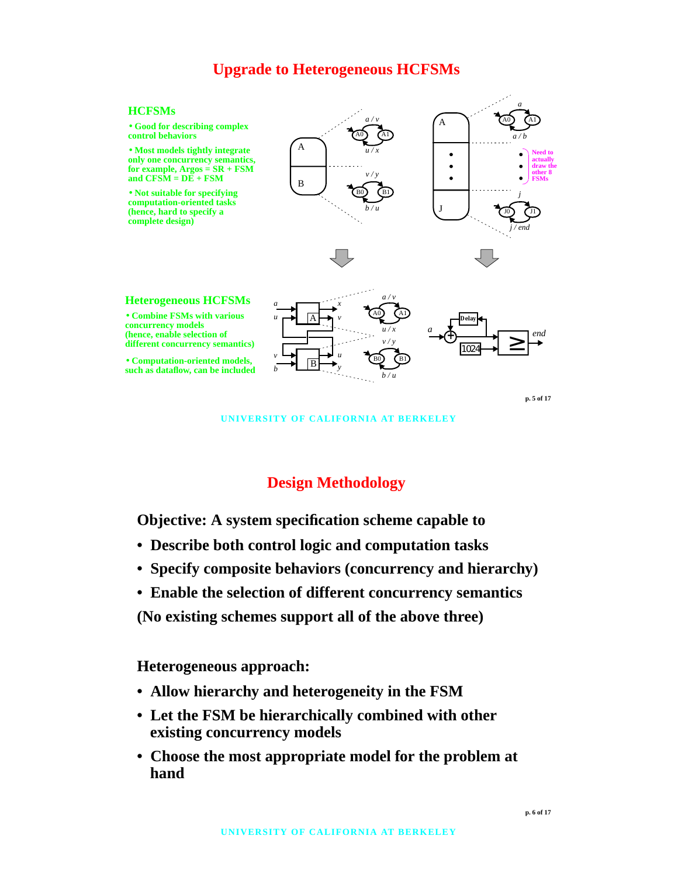# Upgrade to Heterogeneous HCFSMs

### HCFSMs

- Good for describing complex control behaviors
- Most models tightly integrate only one concurrency semantics, for example, Argos = SR + FSM and CFSM = DE + FSM
- Not suitable for specifying computation-oriented tasks (hence, hard to specify a complete design)

Need to actually draw the other 8 FSMs

### Heterogeneous HCFSMs

- Combine FSMs with various concurrency models (hence, enable selection of different concurrency semantics)
- Computation-oriented models, such as dataflow, can be included

# Design Methodology

**Objective: A system specification scheme capable to**

- **Describe both control logic and computation tasks**
- **Specify composite behaviors (concurrency and hierarchy)**
- **Enable the selection of different concurrency semantics**

**(No existing schemes support all of the above three)**

**Heterogeneous approach:**

- **Allow hierarchy and heterogeneity in the FSM**
- **Let the FSM be hierarchically combined with other existing concurrency models**
- **Choose the most appropriate model for the problem at hand**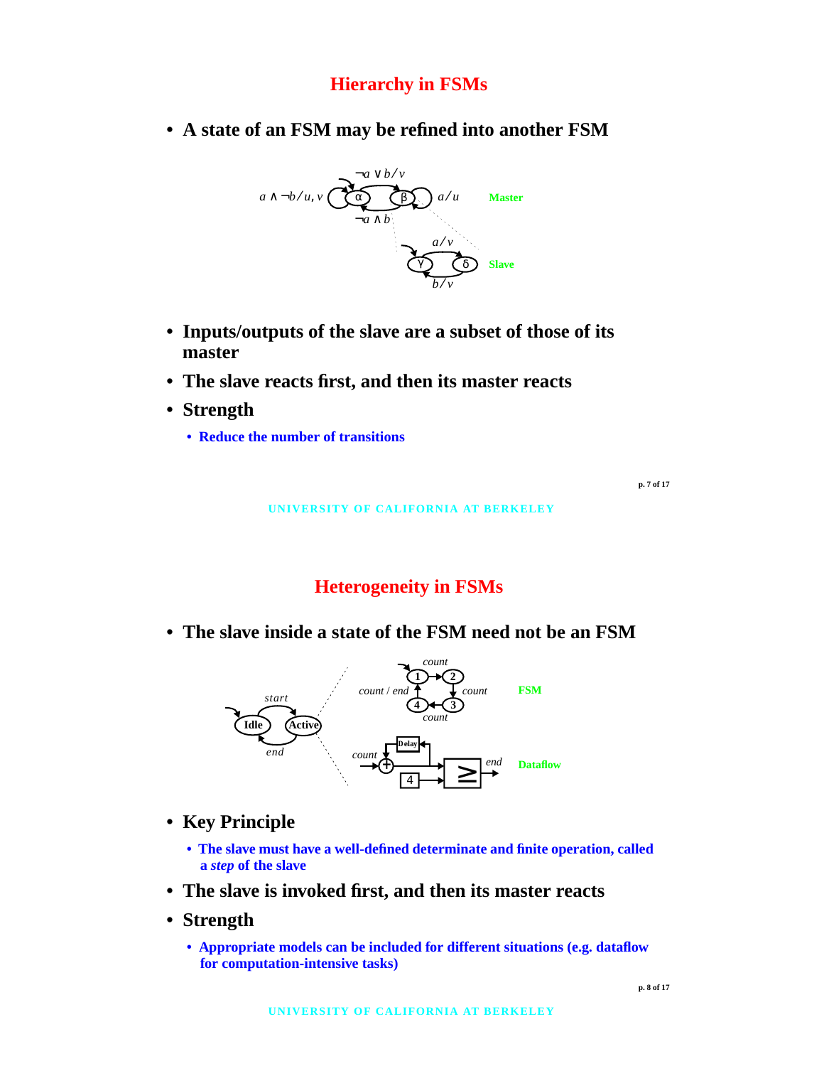# Hierarchy in FSMs

- **A state of an FSM may be refined into another FSM**

$\neg a \vee b / v$

$a \wedge \neg b / u, v$ — α — β — $a / u$ **Master**

$\neg a \wedge b$

$a / v$

γ — δ **Slave**

$b / v$

- **Inputs/outputs of the slave are a subset of those of its master**
- **The slave reacts first, and then its master reacts**
- **Strength**
  - **Reduce the number of transitions**

# Heterogeneity in FSMs

- **The slave inside a state of the FSM need not be an FSM**

*start*

Idle — Active

*end*

*count* — 1 → 2 — *count* — 3 → 4 — *count* — *count / end* **FSM**

*count* — + — Delay — 4 — ≥ — *end* **Dataflow**

- **Key Principle**
  - **The slave must have a well-defined determinate and finite operation, called a *step* of the slave**
- **The slave is invoked first, and then its master reacts**
- **Strength**
  - **Appropriate models can be included for different situations (e.g. dataflow for computation-intensive tasks)**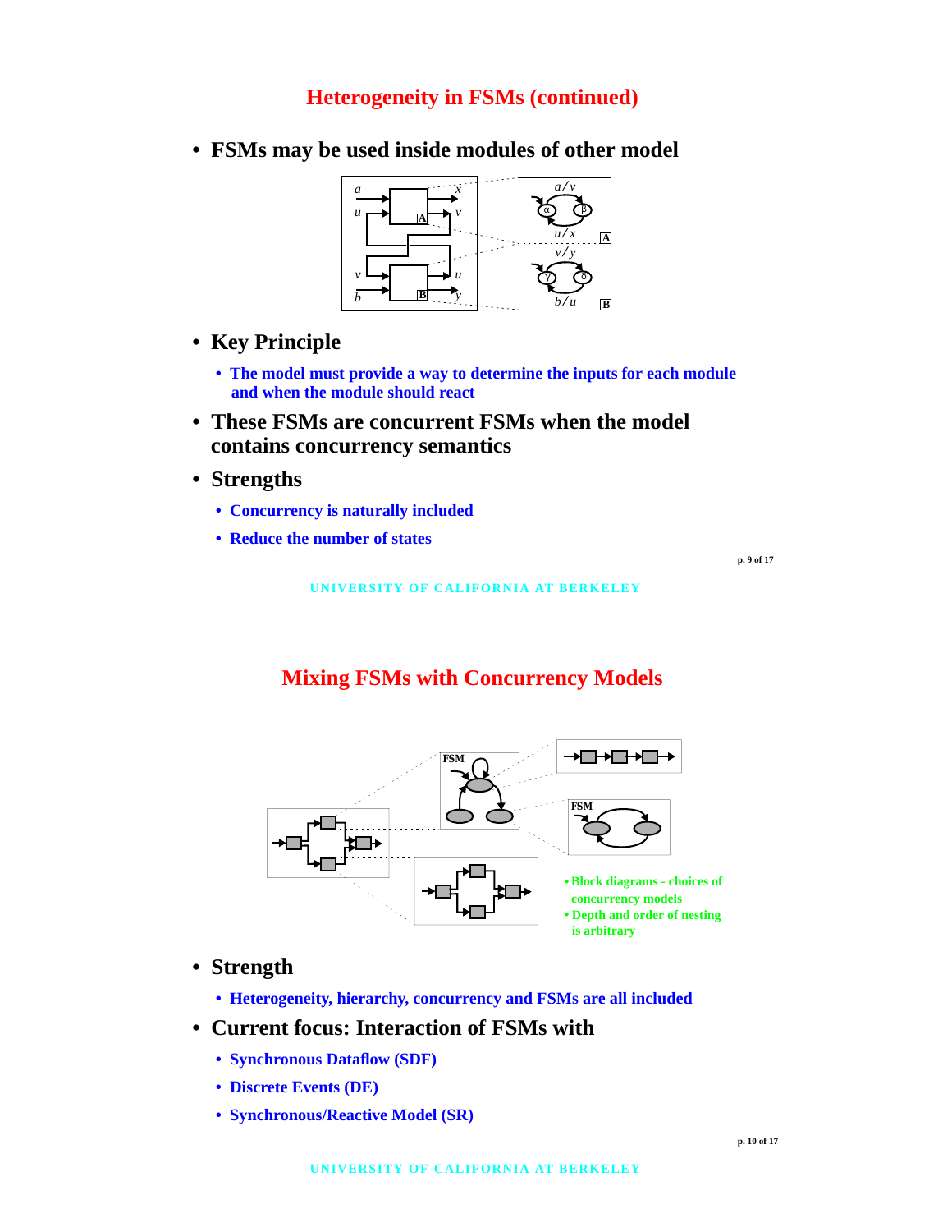## Heterogeneity in FSMs (continued)

- **FSMs may be used inside modules of other model**
- **Key Principle**
  - **The model must provide a way to determine the inputs for each module and when the module should react**
- **These FSMs are concurrent FSMs when the model contains concurrency semantics**
- **Strengths**
  - **Concurrency is naturally included**
  - **Reduce the number of states**

## Mixing FSMs with Concurrency Models

- **Block diagrams - choices of concurrency models**
- **Depth and order of nesting is arbitrary**

- **Strength**
  - **Heterogeneity, hierarchy, concurrency and FSMs are all included**
- **Current focus: Interaction of FSMs with**
  - **Synchronous Dataflow (SDF)**
  - **Discrete Events (DE)**
  - **Synchronous/Reactive Model (SR)**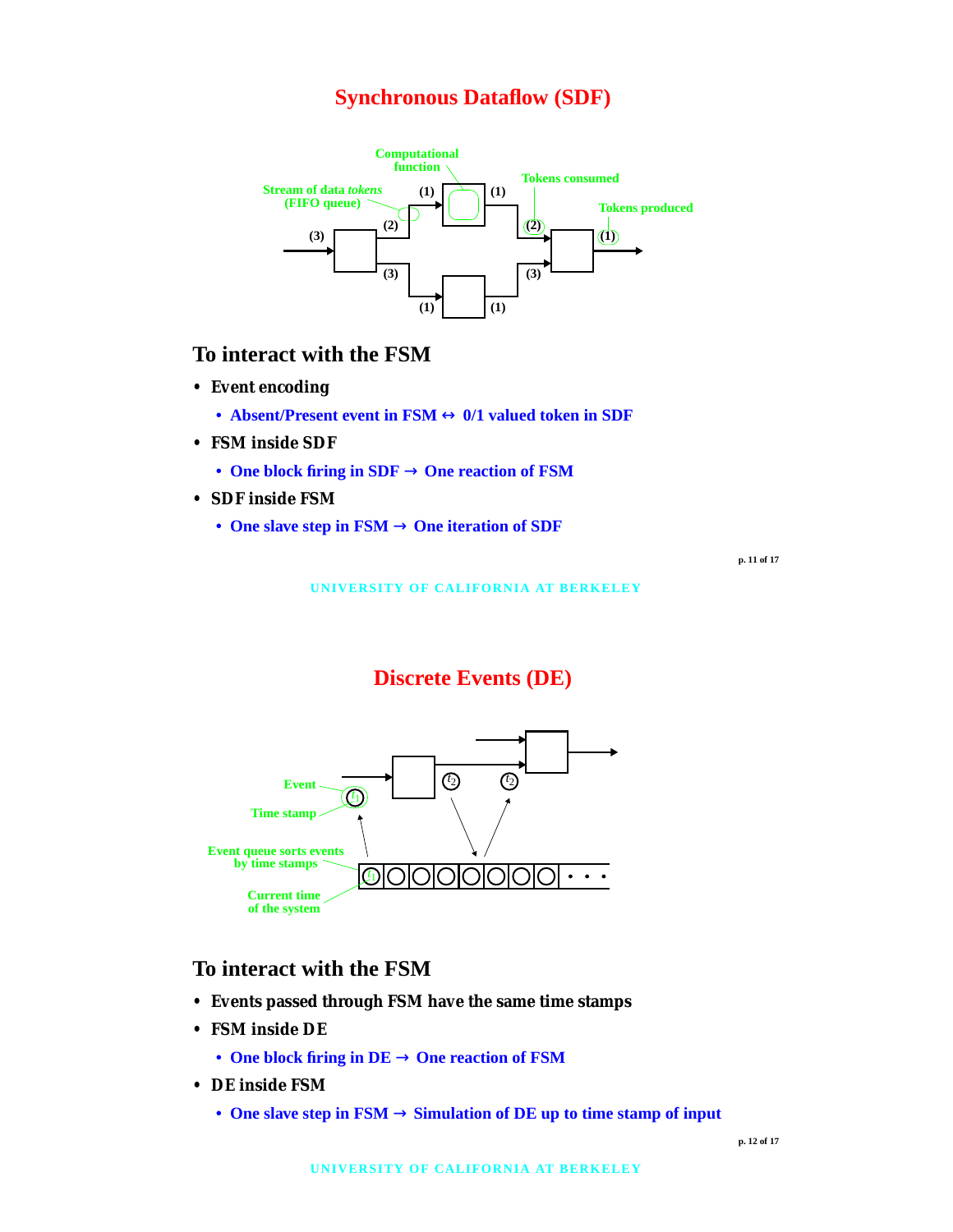# Synchronous Dataflow (SDF)

## To interact with the FSM

- **Event encoding**
  - **Absent/Present event in FSM ↔ 0/1 valued token in SDF**
- **FSM inside SDF**
  - **One block firing in SDF → One reaction of FSM**
- **SDF inside FSM**
  - **One slave step in FSM → One iteration of SDF**

# Discrete Events (DE)

## To interact with the FSM

- **Events passed through FSM have the same time stamps**
- **FSM inside DE**
  - **One block firing in DE → One reaction of FSM**
- **DE inside FSM**
  - **One slave step in FSM → Simulation of DE up to time stamp of input**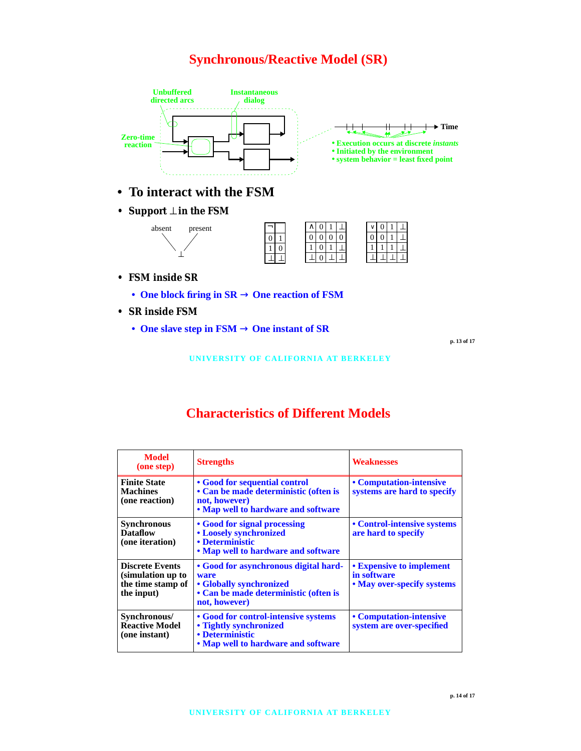# Synchronous/Reactive Model (SR)

Unbuffered directed arcs

Instantaneous dialog

Zero-time reaction

Time

- Execution occurs at discrete *instants*
- Initiated by the environment
- system behavior = least fixed point

- **To interact with the FSM**
- **Support ⊥ in the FSM**

absent present → ⊥

| ¬ | |
|---|---|
| 0 | 1 |
| 1 | 0 |
| ⊥ | ⊥ |

| ∧ | 0 | 1 | ⊥ |
|---|---|---|---|
| 0 | 0 | 0 | 0 |
| 1 | 0 | 1 | ⊥ |
| ⊥ | 0 | ⊥ | ⊥ |

| ∨ | 0 | 1 | ⊥ |
|---|---|---|---|
| 0 | 0 | 1 | ⊥ |
| 1 | 1 | 1 | ⊥ |
| ⊥ | ⊥ | ⊥ | ⊥ |

- **FSM inside SR**
  - One block firing in SR → One reaction of FSM
- **SR inside FSM**
  - One slave step in FSM → One instant of SR

# Characteristics of Different Models

| Model (one step) | Strengths | Weaknesses |
|---|---|---|
| Finite State Machines (one reaction) | • Good for sequential control<br>• Can be made deterministic (often is not, however)<br>• Map well to hardware and software | • Computation-intensive systems are hard to specify |
| Synchronous Dataflow (one iteration) | • Good for signal processing<br>• Loosely synchronized<br>• Deterministic<br>• Map well to hardware and software | • Control-intensive systems are hard to specify |
| Discrete Events (simulation up to the time stamp of the input) | • Good for asynchronous digital hardware<br>• Globally synchronized<br>• Can be made deterministic (often is not, however) | • Expensive to implement in software<br>• May over-specify systems |
| Synchronous/ Reactive Model (one instant) | • Good for control-intensive systems<br>• Tightly synchronized<br>• Deterministic<br>• Map well to hardware and software | • Computation-intensive system are over-specified |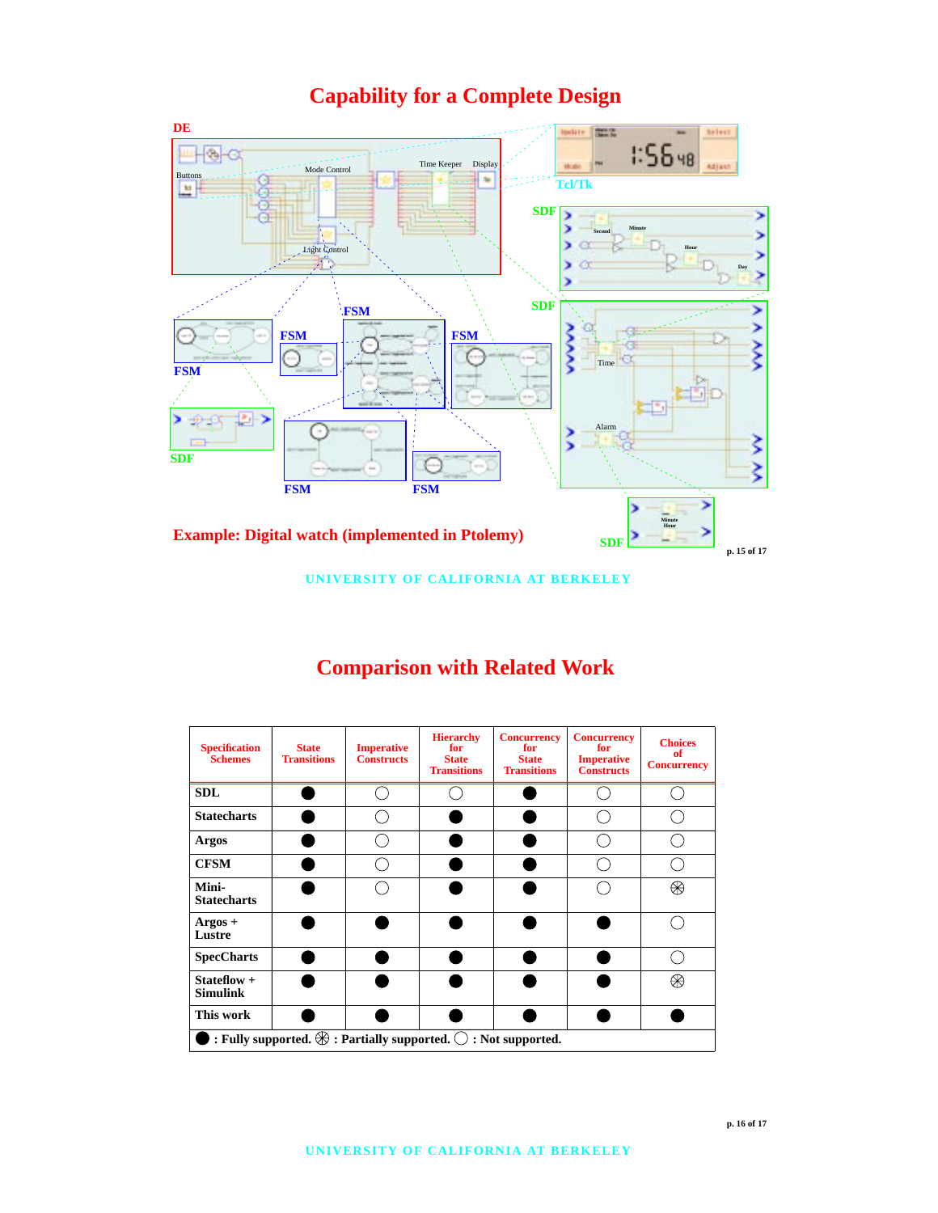# Capability for a Complete Design

DE

Buttons

Mode Control

Time Keeper

Display

Light Control

Tcl/Tk

SDF

FSM

FSM

FSM

FSM

SDF

SDF

FSM

FSM

SDF

Example: Digital watch (implemented in Ptolemy)

# Comparison with Related Work

| Specification Schemes | State Transitions | Imperative Constructs | Hierarchy for State Transitions | Concurrency for State Transitions | Concurrency for Imperative Constructs | Choices of Concurrency |
|---|---|---|---|---|---|---|
| SDL | ● | ○ | ○ | ● | ○ | ○ |
| Statecharts | ● | ○ | ● | ● | ○ | ○ |
| Argos | ● | ○ | ● | ● | ○ | ○ |
| CFSM | ● | ○ | ● | ● | ○ | ○ |
| Mini-Statecharts | ● | ○ | ● | ● | ○ | ⊛ |
| Argos + Lustre | ● | ● | ● | ● | ● | ○ |
| SpecCharts | ● | ● | ● | ● | ● | ○ |
| Stateflow + Simulink | ● | ● | ● | ● | ● | ⊛ |
| This work | ● | ● | ● | ● | ● | ● |

● : Fully supported. ⊛ : Partially supported. ○ : Not supported.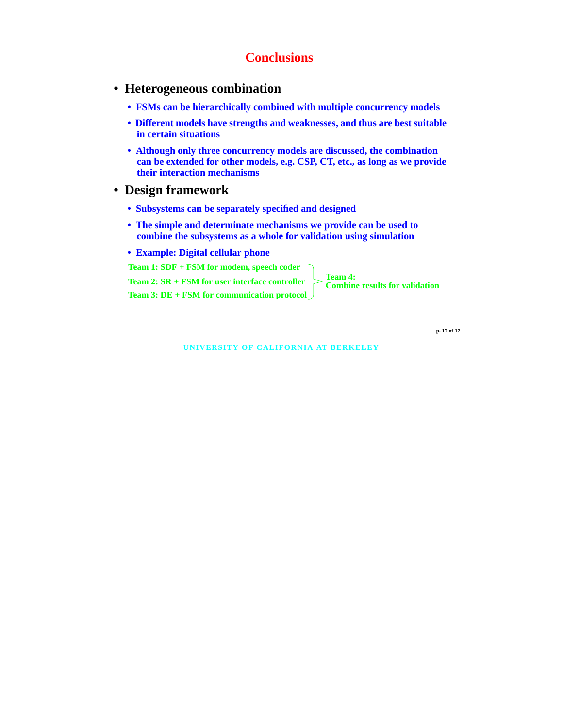# Conclusions

- **Heterogeneous combination**
  - **FSMs can be hierarchically combined with multiple concurrency models**
  - **Different models have strengths and weaknesses, and thus are best suitable in certain situations**
  - **Although only three concurrency models are discussed, the combination can be extended for other models, e.g. CSP, CT, etc., as long as we provide their interaction mechanisms**
- **Design framework**
  - **Subsystems can be separately specified and designed**
  - **The simple and determinate mechanisms we provide can be used to combine the subsystems as a whole for validation using simulation**
  - **Example: Digital cellular phone**

**Team 1: SDF + FSM for modem, speech coder**
**Team 2: SR + FSM for user interface controller**
**Team 3: DE + FSM for communication protocol**

**Team 4: Combine results for validation**

UNIVERSITY OF CALIFORNIA AT BERKELEY